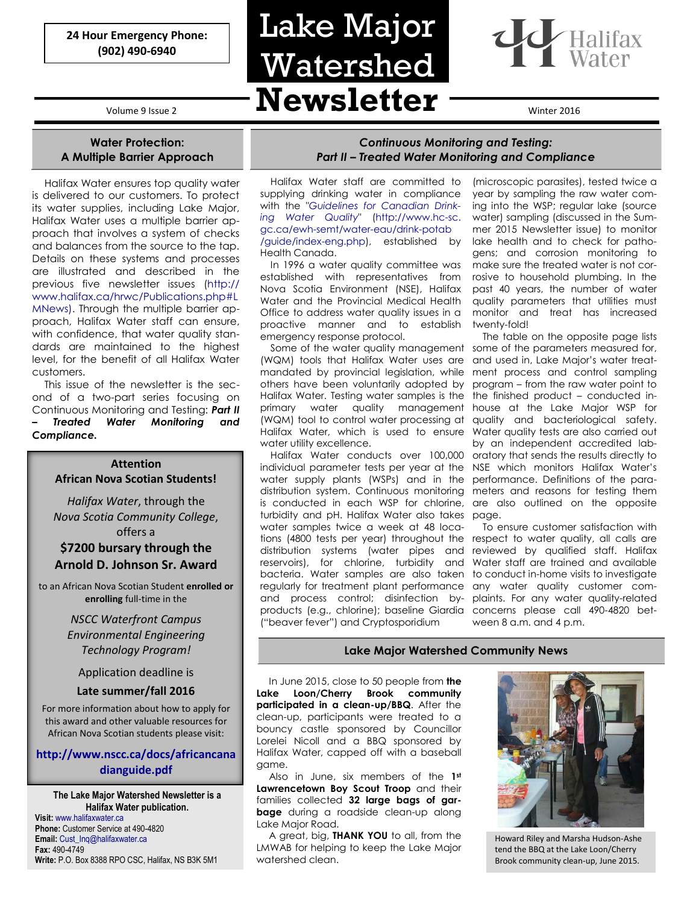**24 Hour Emergency Phone: (902) 490-6940**

# Lake Major Watershed Newsletter

Volume 9 Issue 2

Winter 2016

## Water Protection: A Multiple Barrier Approach

Halifax Water ensures top quality water is delivered to our customers. To protect its water supplies, including Lake Major, Halifax Water uses a multiple barrier approach that involves a system of checks and balances from the source to the tap. Details on these systems and processes are illustrated and described in the previous five newsletter issues (http://www.halifax.ca/hrwc/Publications.php#LMNews). Through the multiple barrier approach, Halifax Water staff can ensure, with confidence, that water quality standards are maintained to the highest level, for the benefit of all Halifax Water customers.

This issue of the newsletter is the second of a two-part series focusing on Continuous Monitoring and Testing: ***Part II – Treated Water Monitoring and Compliance.***

### Attention African Nova Scotian Students!

*Halifax Water*, through the *Nova Scotia Community College*, offers a

**$7200 bursary through the Arnold D. Johnson Sr. Award**

to an African Nova Scotian Student **enrolled or enrolling** full-time in the

*NSCC Waterfront Campus Environmental Engineering Technology Program!*

Application deadline is

**Late summer/fall 2016**

For more information about how to apply for this award and other valuable resources for African Nova Scotian students please visit:

**http://www.nscc.ca/docs/africancanadianguide.pdf**

**The Lake Major Watershed Newsletter is a Halifax Water publication.**

**Visit:** www.halifaxwater.ca
**Phone:** Customer Service at 490-4820
**Email:** Cust_Inq@halifaxwater.ca
**Fax:** 490-4749
**Write:** P.O. Box 8388 RPO CSC, Halifax, NS B3K 5M1

## *Continuous Monitoring and Testing: Part II – Treated Water Monitoring and Compliance*

Halifax Water staff are committed to supplying drinking water in compliance with the *"Guidelines for Canadian Drinking Water Quality"* (http://www.hc-sc.gc.ca/ewh-semt/water-eau/drink-potab/guide/index-eng.php), established by Health Canada.

In 1996 a water quality committee was established with representatives from Nova Scotia Environment (NSE), Halifax Water and the Provincial Medical Health Office to address water quality issues in a proactive manner and to establish emergency response protocol.

Some of the water quality management (WQM) tools that Halifax Water uses are mandated by provincial legislation, while others have been voluntarily adopted by Halifax Water. Testing water samples is the primary water quality management (WQM) tool to control water processing at Halifax Water, which is used to ensure water utility excellence.

Halifax Water conducts over 100,000 individual parameter tests per year at the water supply plants (WSPs) and in the distribution system. Continuous monitoring is conducted in each WSP for chlorine, turbidity and pH. Halifax Water also takes water samples twice a week at 48 locations (4800 tests per year) throughout the distribution systems (water pipes and reservoirs), for chlorine, turbidity and bacteria. Water samples are also taken regularly for treatment plant performance and process control; disinfection by-products (e.g., chlorine); baseline Giardia ("beaver fever") and Cryptosporidium (microscopic parasites), tested twice a year by sampling the raw water coming into the WSP; regular lake (source water) sampling (discussed in the Summer 2015 Newsletter issue) to monitor lake health and to check for pathogens; and corrosion monitoring to make sure the treated water is not corrosive to household plumbing. In the past 40 years, the number of water quality parameters that utilities must monitor and treat has increased twenty-fold!

The table on the opposite page lists some of the parameters measured for, and used in, Lake Major's water treatment process and control sampling program – from the raw water point to the finished product – conducted in-house at the Lake Major WSP for quality and bacteriological safety. Water quality tests are also carried out by an independent accredited laboratory that sends the results directly to NSE which monitors Halifax Water's performance. Definitions of the parameters and reasons for testing them are also outlined on the opposite page.

To ensure customer satisfaction with respect to water quality, all calls are reviewed by qualified staff. Halifax Water staff are trained and available to conduct in-home visits to investigate any water quality customer complaints. For any water quality-related concerns please call 490-4820 between 8 a.m. and 4 p.m.

## Lake Major Watershed Community News

In June 2015, close to 50 people from **the Lake Loon/Cherry Brook community participated in a clean-up/BBQ**. After the clean-up, participants were treated to a bouncy castle sponsored by Councilor Lorelei Nicoll and a BBQ sponsored by Halifax Water, capped off with a baseball game.

Also in June, six members of the **1st Lawrencetown Boy Scout Troop** and their families collected **32 large bags of garbage** during a roadside clean-up along Lake Major Road.

A great, big, **THANK YOU** to all, from the LMWAB for helping to keep the Lake Major watershed clean.

Howard Riley and Marsha Hudson-Ashe tend the BBQ at the Lake Loon/Cherry Brook community clean-up, June 2015.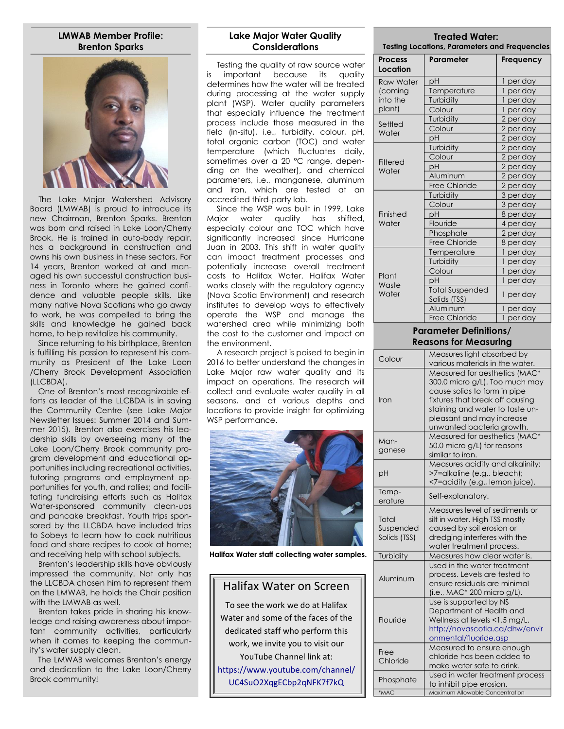## LMWAB Member Profile: Brenton Sparks

The Lake Major Watershed Advisory Board (LMWAB) is proud to introduce its new Chairman, Brenton Sparks. Brenton was born and raised in Lake Loon/Cherry Brook. He is trained in auto-body repair, has a background in construction and owns his own business in these sectors. For 14 years, Brenton worked at and managed his own successful construction business in Toronto where he gained confidence and valuable people skills. Like many native Nova Scotians who go away to work, he was compelled to bring the skills and knowledge he gained back home, to help revitalize his community.

Since returning to his birthplace, Brenton is fulfilling his passion to represent his community as President of the Lake Loon /Cherry Brook Development Association (LLCBDA).

One of Brenton's most recognizable efforts as leader of the LLCBDA is in saving the Community Centre (see Lake Major Newsletter Issues: Summer 2014 and Summer 2015). Brenton also exercises his leadership skills by overseeing many of the Lake Loon/Cherry Brook community program development and educational opportunities including recreational activities, tutoring programs and employment opportunities for youth, and rallies; and facilitating fundraising efforts such as Halifax Water-sponsored community clean-ups and pancake breakfast. Youth trips sponsored by the LLCBDA have included trips to Sobeys to learn how to cook nutritious food and share recipes to cook at home; and receiving help with school subjects.

Brenton's leadership skills have obviously impressed the community. Not only has the LLCBDA chosen him to represent them on the LMWAB, he holds the Chair position with the LMWAB as well.

Brenton takes pride in sharing his knowledge and raising awareness about important community activities, particularly when it comes to keeping the community's water supply clean.

The LMWAB welcomes Brenton's energy and dedication to the Lake Loon/Cherry Brook community!

## Lake Major Water Quality Considerations

Testing the quality of raw source water is important because its quality determines how the water will be treated during processing at the water supply plant (WSP). Water quality parameters that especially influence the treatment process include those measured in the field (in-situ), i.e., turbidity, colour, pH, total organic carbon (TOC) and water temperature (which fluctuates daily, sometimes over a 20 °C range, depending on the weather), and chemical parameters, i.e., manganese, aluminum and iron, which are tested at an accredited third-party lab.

Since the WSP was built in 1999, Lake Major water quality has shifted, especially colour and TOC which have significantly increased since Hurricane Juan in 2003. This shift in water quality can impact treatment processes and potentially increase overall treatment costs to Halifax Water. Halifax Water works closely with the regulatory agency (Nova Scotia Environment) and research institutes to develop ways to effectively operate the WSP and manage the watershed area while minimizing both the cost to the customer and impact on the environment.

A research project is poised to begin in 2016 to better understand the changes in Lake Major raw water quality and its impact on operations. The research will collect and evaluate water quality in all seasons, and at various depths and locations to provide insight for optimizing WSP performance.

**Halifax Water staff collecting water samples.**

## Halifax Water on Screen

To see the work we do at Halifax Water and some of the faces of the dedicated staff who perform this work, we invite you to visit our YouTube Channel link at: https://www.youtube.com/channel/UC4SuO2XqgECbp2qNFK7f7kQ

## Treated Water: Testing Locations, Parameters and Frequencies

| Process Location | Parameter | Frequency |
|---|---|---|
| Raw Water (coming into the plant) | pH | 1 per day |
| | Temperature | 1 per day |
| | Turbidity | 1 per day |
| | Colour | 1 per day |
| Settled Water | Turbidity | 2 per day |
| | Colour | 2 per day |
| | pH | 2 per day |
| Filtered Water | Turbidity | 2 per day |
| | Colour | 2 per day |
| | pH | 2 per day |
| | Aluminum | 2 per day |
| | Free Chloride | 2 per day |
| Finished Water | Turbidity | 3 per day |
| | Colour | 3 per day |
| | pH | 8 per day |
| | Flouride | 4 per day |
| | Phosphate | 2 per day |
| | Free Chloride | 8 per day |
| Plant Waste Water | Temperature | 1 per day |
| | Turbidity | 1 per day |
| | Colour | 1 per day |
| | pH | 1 per day |
| | Total Suspended Solids (TSS) | 1 per day |
| | Aluminum | 1 per day |
| | Free Chloride | 1 per day |

## Parameter Definitions/ Reasons for Measuring

| Parameter | Definition/Reason |
|---|---|
| Colour | Measures light absorbed by various materials in the water. |
| Iron | Measured for aesthetics (MAC* 300.0 micro g/L). Too much may cause solids to form in pipe fixtures that break off causing staining and water to taste unpleasant and may increase unwanted bacteria growth. |
| Manganese | Measured for aesthetics (MAC* 50.0 micro g/L) for reasons similar to iron. |
| pH | Measures acidity and alkalinity: >7=alkaline (e.g., bleach); <7=acidity (e.g., lemon juice). |
| Temperature | Self-explanatory. |
| Total Suspended Solids (TSS) | Measures level of sediments or silt in water. High TSS mostly caused by soil erosion or dredging interferes with the water treatment process. |
| Turbidity | Measures how clear water is. |
| Aluminum | Used in the water treatment process. Levels are tested to ensure residuals are minimal (i.e., MAC* 200 micro g/L). |
| Flouride | Use is supported by NS Department of Health and Wellness at levels <1.5 mg/L. http://novascotia.ca/dhw/environmental/fluoride.asp |
| Free Chloride | Measured to ensure enough chloride has been added to make water safe to drink. |
| Phosphate | Used in water treatment process to inhibit pipe erosion. |
| *MAC | Maximum Allowable Concentration |